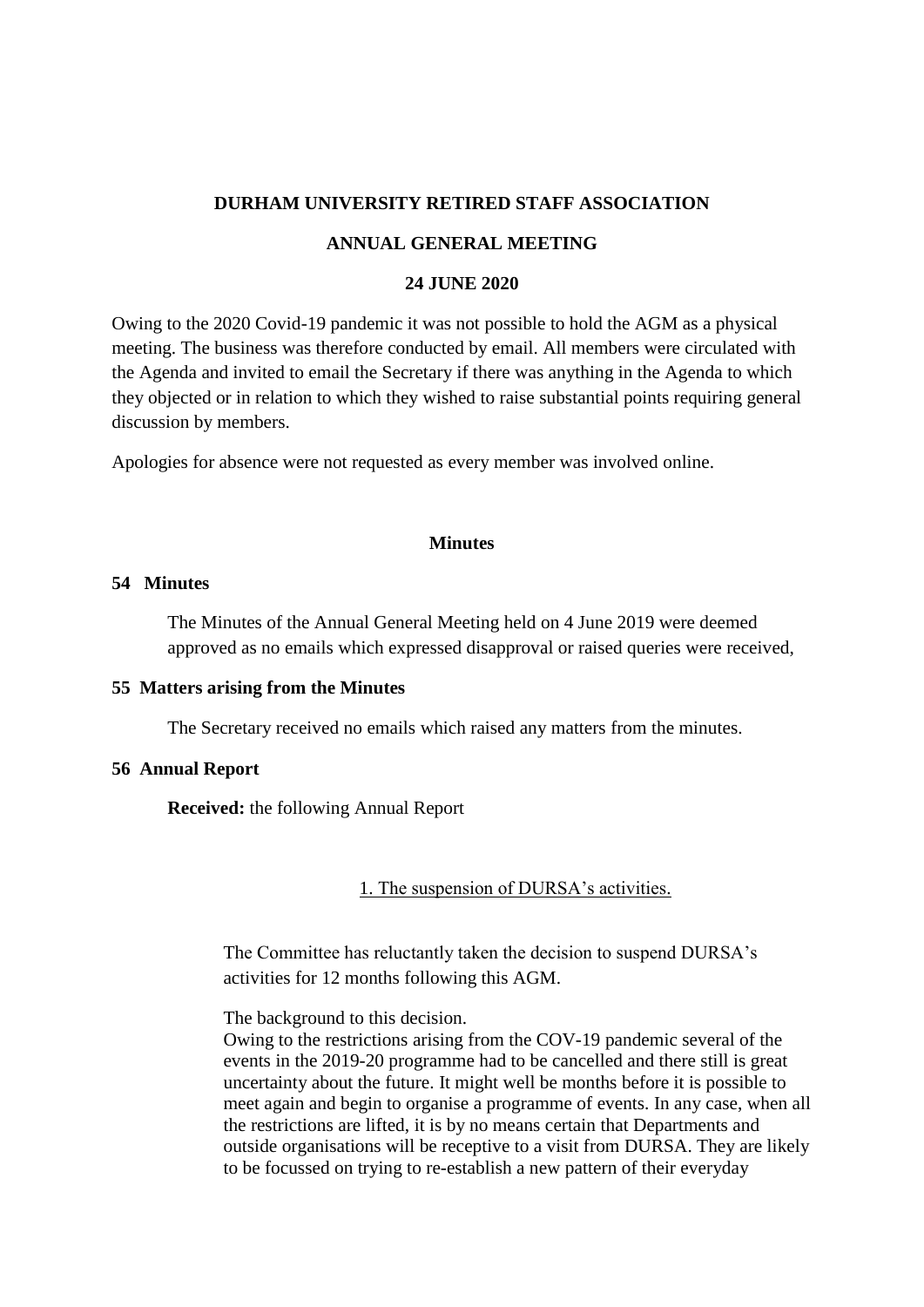**DURHAM UNIVERSITY RETIRED STAFF ASSOCIATION**

**ANNUAL GENERAL MEETING**

**24 JUNE 2020**

Owing to the 2020 Covid-19 pandemic it was not possible to hold the AGM as a physical meeting. The business was therefore conducted by email. All members were circulated with the Agenda and invited to email the Secretary if there was anything in the Agenda to which they objected or in relation to which they wished to raise substantial points requiring general discussion by members.

Apologies for absence were not requested as every member was involved online.

## Minutes

### 54 Minutes

The Minutes of the Annual General Meeting held on 4 June 2019 were deemed approved as no emails which expressed disapproval or raised queries were received,

### 55 Matters arising from the Minutes

The Secretary received no emails which raised any matters from the minutes.

### 56 Annual Report

**Received:** the following Annual Report

1. The suspension of DURSA's activities.

The Committee has reluctantly taken the decision to suspend DURSA's activities for 12 months following this AGM.

The background to this decision.
Owing to the restrictions arising from the COV-19 pandemic several of the events in the 2019-20 programme had to be cancelled and there still is great uncertainty about the future. It might well be months before it is possible to meet again and begin to organise a programme of events. In any case, when all the restrictions are lifted, it is by no means certain that Departments and outside organisations will be receptive to a visit from DURSA. They are likely to be focussed on trying to re-establish a new pattern of their everyday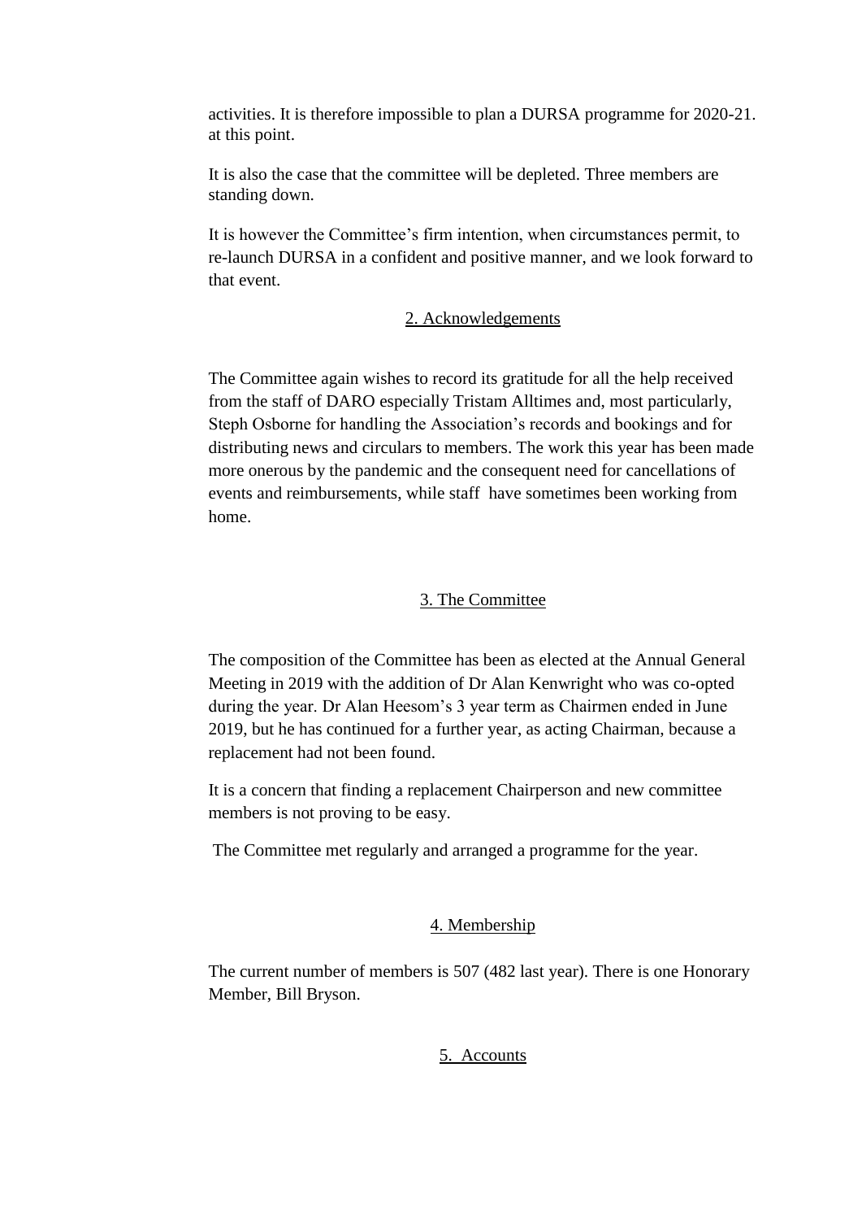activities. It is therefore impossible to plan a DURSA programme for 2020-21. at this point.

It is also the case that the committee will be depleted. Three members are standing down.

It is however the Committee's firm intention, when circumstances permit, to re-launch DURSA in a confident and positive manner, and we look forward to that event.

## 2. Acknowledgements

The Committee again wishes to record its gratitude for all the help received from the staff of DARO especially Tristam Alltimes and, most particularly, Steph Osborne for handling the Association's records and bookings and for distributing news and circulars to members. The work this year has been made more onerous by the pandemic and the consequent need for cancellations of events and reimbursements, while staff have sometimes been working from home.

## 3. The Committee

The composition of the Committee has been as elected at the Annual General Meeting in 2019 with the addition of Dr Alan Kenwright who was co-opted during the year. Dr Alan Heesom's 3 year term as Chairmen ended in June 2019, but he has continued for a further year, as acting Chairman, because a replacement had not been found.

It is a concern that finding a replacement Chairperson and new committee members is not proving to be easy.

The Committee met regularly and arranged a programme for the year.

## 4. Membership

The current number of members is 507 (482 last year). There is one Honorary Member, Bill Bryson.

## 5. Accounts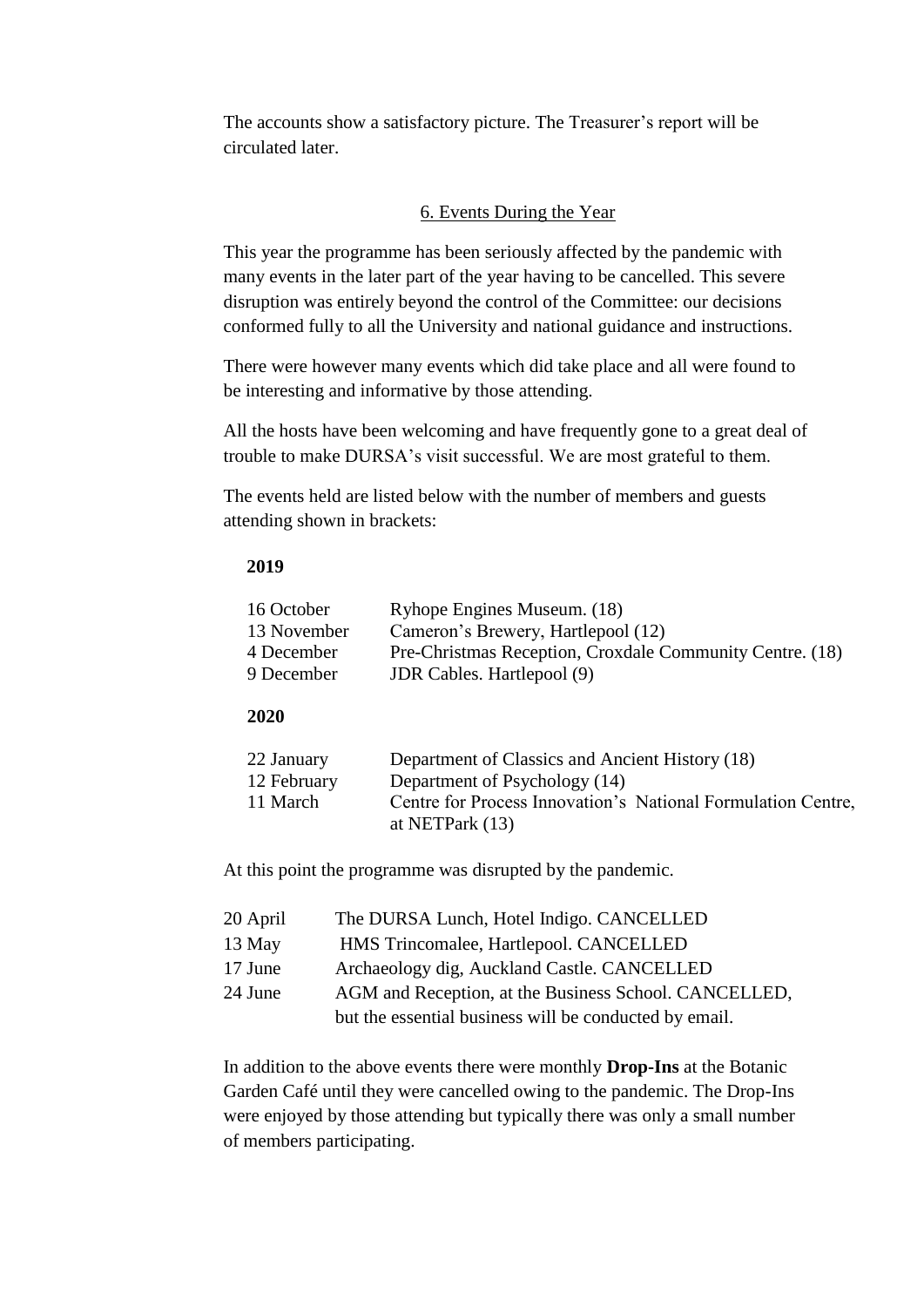The accounts show a satisfactory picture. The Treasurer's report will be circulated later.

## 6. Events During the Year

This year the programme has been seriously affected by the pandemic with many events in the later part of the year having to be cancelled. This severe disruption was entirely beyond the control of the Committee: our decisions conformed fully to all the University and national guidance and instructions.

There were however many events which did take place and all were found to be interesting and informative by those attending.

All the hosts have been welcoming and have frequently gone to a great deal of trouble to make DURSA's visit successful. We are most grateful to them.

The events held are listed below with the number of members and guests attending shown in brackets:

**2019**

| | |
|---|---|
| 16 October | Ryhope Engines Museum. (18) |
| 13 November | Cameron's Brewery, Hartlepool (12) |
| 4 December | Pre-Christmas Reception, Croxdale Community Centre. (18) |
| 9 December | JDR Cables. Hartlepool (9) |

**2020**

| | |
|---|---|
| 22 January | Department of Classics and Ancient History (18) |
| 12 February | Department of Psychology (14) |
| 11 March | Centre for Process Innovation's National Formulation Centre, at NETPark (13) |

At this point the programme was disrupted by the pandemic.

| | |
|---|---|
| 20 April | The DURSA Lunch, Hotel Indigo. CANCELLED |
| 13 May | HMS Trincomalee, Hartlepool. CANCELLED |
| 17 June | Archaeology dig, Auckland Castle. CANCELLED |
| 24 June | AGM and Reception, at the Business School. CANCELLED, but the essential business will be conducted by email. |

In addition to the above events there were monthly **Drop-Ins** at the Botanic Garden Café until they were cancelled owing to the pandemic. The Drop-Ins were enjoyed by those attending but typically there was only a small number of members participating.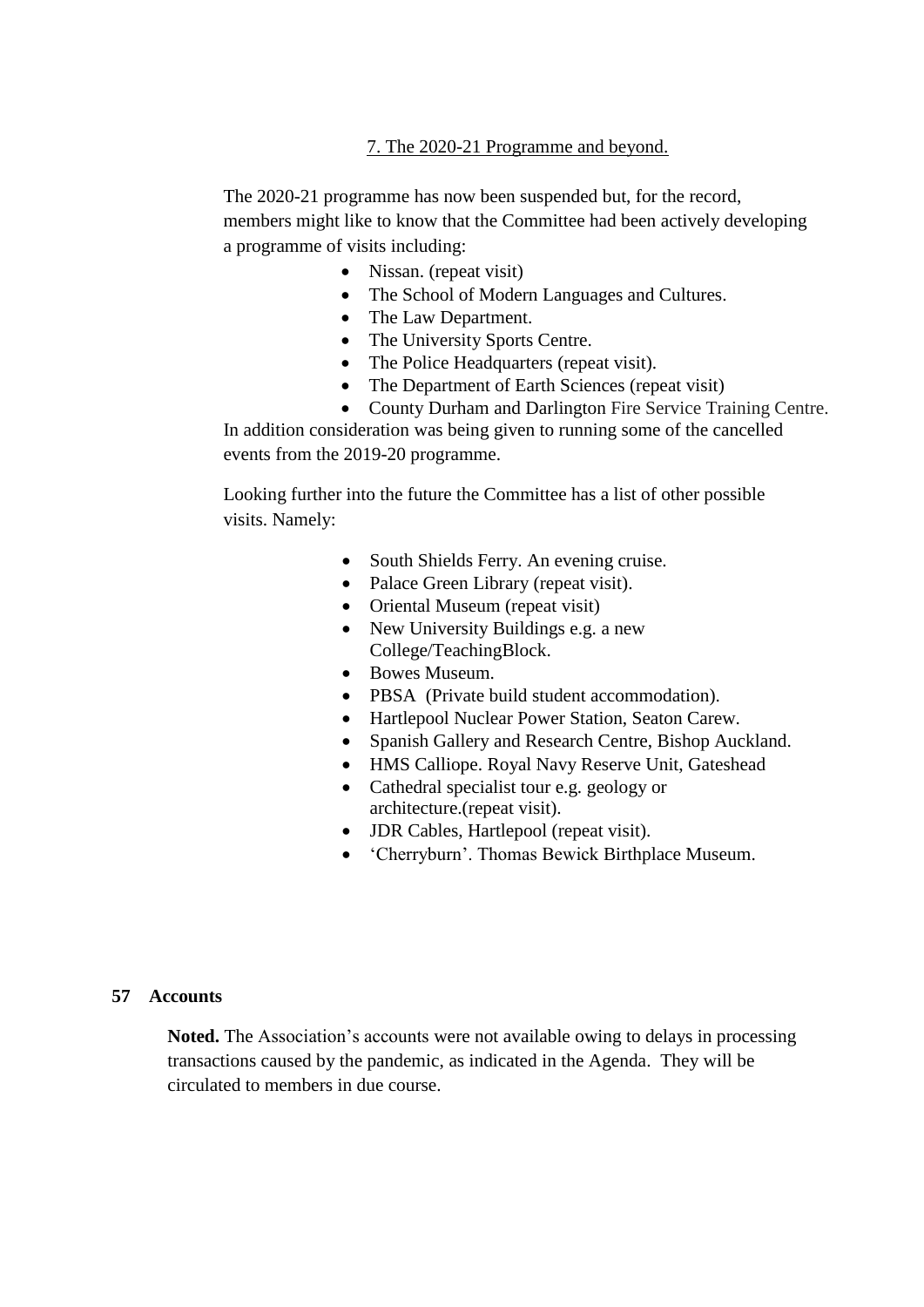7. The 2020-21 Programme and beyond.

The 2020-21 programme has now been suspended but, for the record, members might like to know that the Committee had been actively developing a programme of visits including:

- Nissan. (repeat visit)
- The School of Modern Languages and Cultures.
- The Law Department.
- The University Sports Centre.
- The Police Headquarters (repeat visit).
- The Department of Earth Sciences (repeat visit)
- County Durham and Darlington Fire Service Training Centre.

In addition consideration was being given to running some of the cancelled events from the 2019-20 programme.

Looking further into the future the Committee has a list of other possible visits. Namely:

- South Shields Ferry. An evening cruise.
- Palace Green Library (repeat visit).
- Oriental Museum (repeat visit)
- New University Buildings e.g. a new College/TeachingBlock.
- Bowes Museum.
- PBSA (Private build student accommodation).
- Hartlepool Nuclear Power Station, Seaton Carew.
- Spanish Gallery and Research Centre, Bishop Auckland.
- HMS Calliope. Royal Navy Reserve Unit, Gateshead
- Cathedral specialist tour e.g. geology or architecture.(repeat visit).
- JDR Cables, Hartlepool (repeat visit).
- 'Cherryburn'. Thomas Bewick Birthplace Museum.

**57 Accounts**

**Noted.** The Association's accounts were not available owing to delays in processing transactions caused by the pandemic, as indicated in the Agenda. They will be circulated to members in due course.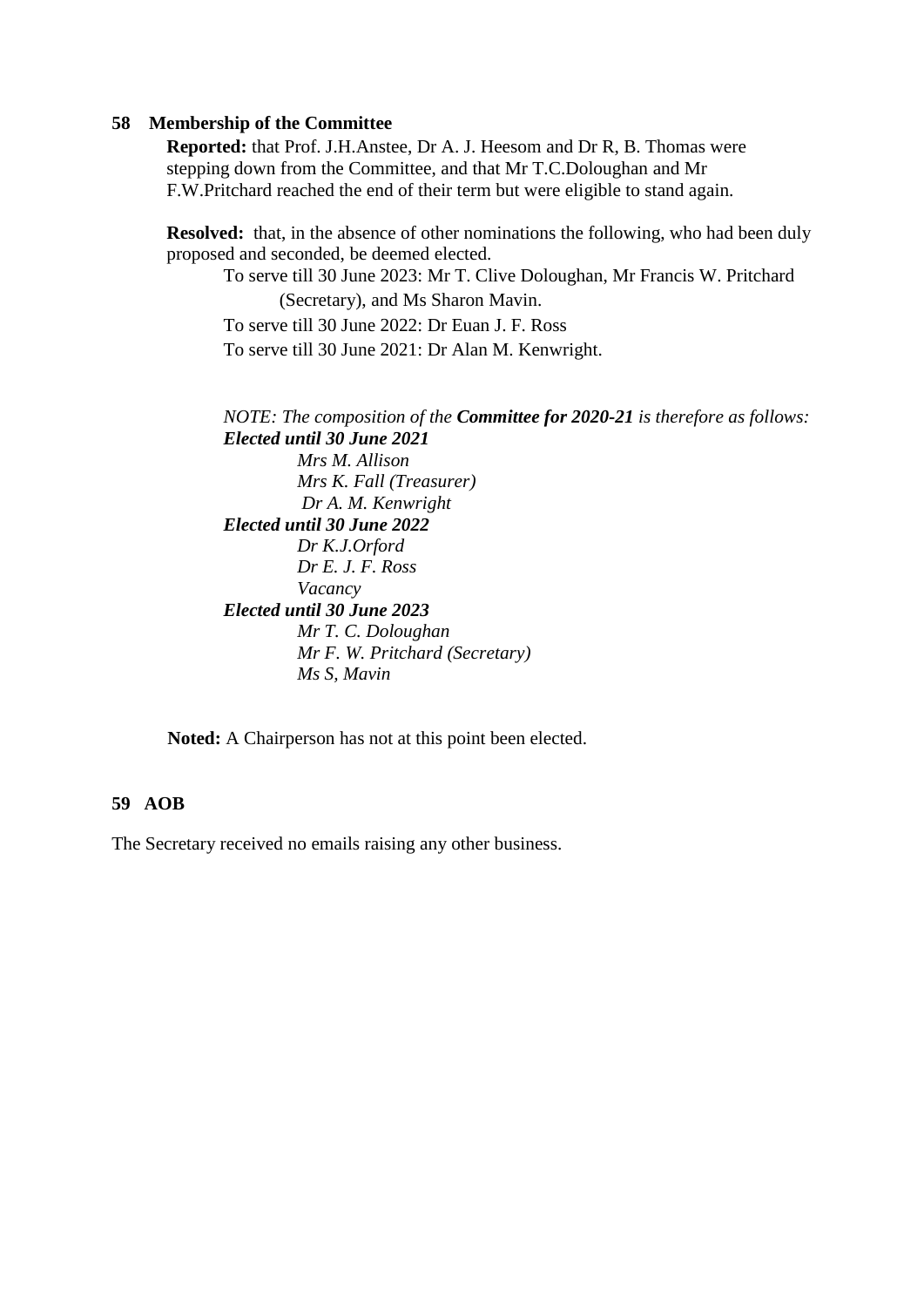**58 Membership of the Committee**

**Reported:** that Prof. J.H.Anstee, Dr A. J. Heesom and Dr R, B. Thomas were stepping down from the Committee, and that Mr T.C.Doloughan and Mr F.W.Pritchard reached the end of their term but were eligible to stand again.

**Resolved:** that, in the absence of other nominations the following, who had been duly proposed and seconded, be deemed elected.

To serve till 30 June 2023: Mr T. Clive Doloughan, Mr Francis W. Pritchard (Secretary), and Ms Sharon Mavin.

To serve till 30 June 2022: Dr Euan J. F. Ross

To serve till 30 June 2021: Dr Alan M. Kenwright.

*NOTE: The composition of the* ***Committee for 2020-21*** *is therefore as follows:*

***Elected until 30 June 2021***

*Mrs M. Allison*
*Mrs K. Fall (Treasurer)*
*Dr A. M. Kenwright*

***Elected until 30 June 2022***

*Dr K.J.Orford*
*Dr E. J. F. Ross*
*Vacancy*

***Elected until 30 June 2023***

*Mr T. C. Doloughan*
*Mr F. W. Pritchard (Secretary)*
*Ms S, Mavin*

**Noted:** A Chairperson has not at this point been elected.

**59 AOB**

The Secretary received no emails raising any other business.